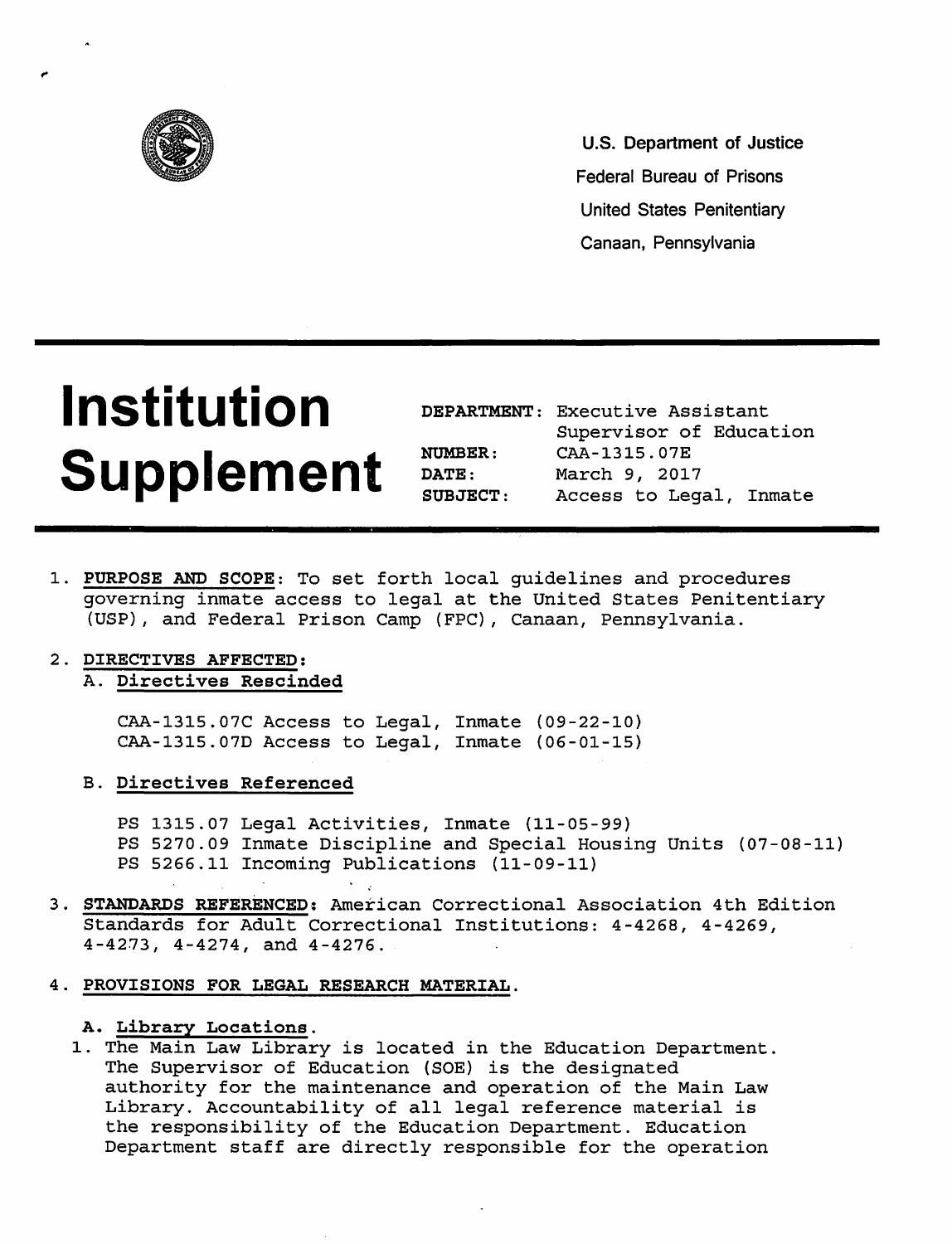U.S. Department of Justice
Federal Bureau of Prisons
United States Penitentiary
Canaan, Pennsylvania

# Institution Supplement

**DEPARTMENT:** Executive Assistant
Supervisor of Education
**NUMBER:** CAA-1315.07E
**DATE:** March 9, 2017
**SUBJECT:** Access to Legal, Inmate

1. **PURPOSE AND SCOPE**: To set forth local guidelines and procedures governing inmate access to legal at the United States Penitentiary (USP), and Federal Prison Camp (FPC), Canaan, Pennsylvania.

2. **DIRECTIVES AFFECTED:**

   A. **Directives Rescinded**

   CAA-1315.07C Access to Legal, Inmate (09-22-10)
   CAA-1315.07D Access to Legal, Inmate (06-01-15)

   B. **Directives Referenced**

   PS 1315.07 Legal Activities, Inmate (11-05-99)
   PS 5270.09 Inmate Discipline and Special Housing Units (07-08-11)
   PS 5266.11 Incoming Publications (11-09-11)

3. **STANDARDS REFERENCED**: American Correctional Association 4th Edition Standards for Adult Correctional Institutions: 4-4268, 4-4269, 4-4273, 4-4274, and 4-4276.

4. **PROVISIONS FOR LEGAL RESEARCH MATERIAL.**

   A. **Library Locations.**

   1. The Main Law Library is located in the Education Department. The Supervisor of Education (SOE) is the designated authority for the maintenance and operation of the Main Law Library. Accountability of all legal reference material is the responsibility of the Education Department. Education Department staff are directly responsible for the operation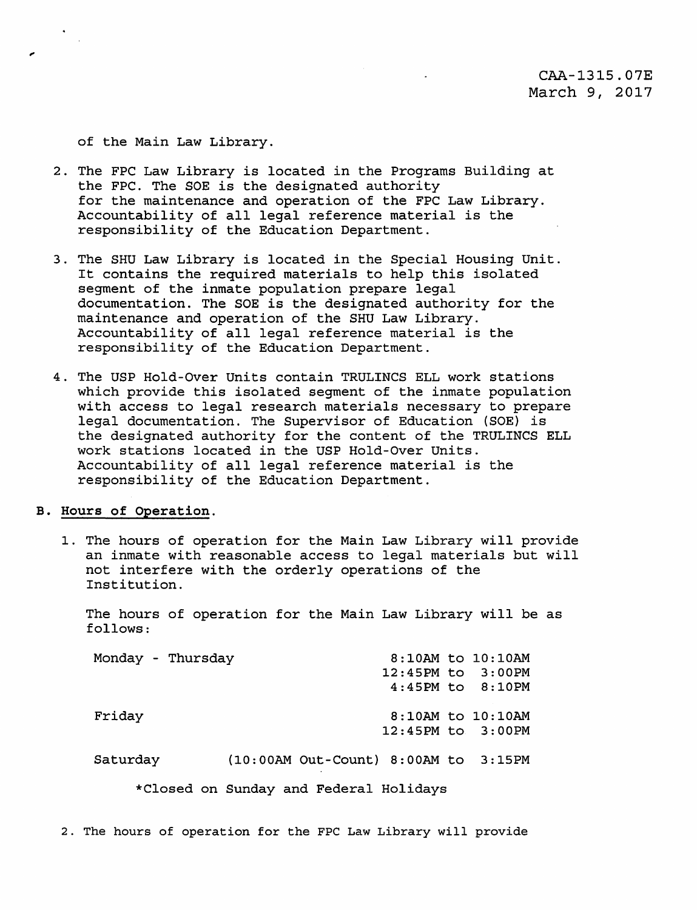of the Main Law Library.

2. The FPC Law Library is located in the Programs Building at the FPC. The SOE is the designated authority for the maintenance and operation of the FPC Law Library. Accountability of all legal reference material is the responsibility of the Education Department.

3. The SHU Law Library is located in the Special Housing Unit. It contains the required materials to help this isolated segment of the inmate population prepare legal documentation. The SOE is the designated authority for the maintenance and operation of the SHU Law Library. Accountability of all legal reference material is the responsibility of the Education Department.

4. The USP Hold-Over Units contain TRULINCS ELL work stations which provide this isolated segment of the inmate population with access to legal research materials necessary to prepare legal documentation. The Supervisor of Education (SOE) is the designated authority for the content of the TRULINCS ELL work stations located in the USP Hold-Over Units. Accountability of all legal reference material is the responsibility of the Education Department.

B. <u>Hours of Operation</u>.

1. The hours of operation for the Main Law Library will provide an inmate with reasonable access to legal materials but will not interfere with the orderly operations of the Institution.

   The hours of operation for the Main Law Library will be as follows:

| | | |
|---|---|---|
| Monday - Thursday | | 8:10AM to 10:10AM |
| | | 12:45PM to 3:00PM |
| | | 4:45PM to 8:10PM |
| Friday | | 8:10AM to 10:10AM |
| | | 12:45PM to 3:00PM |
| Saturday | (10:00AM Out-Count) | 8:00AM to 3:15PM |

   *Closed on Sunday and Federal Holidays

2. The hours of operation for the FPC Law Library will provide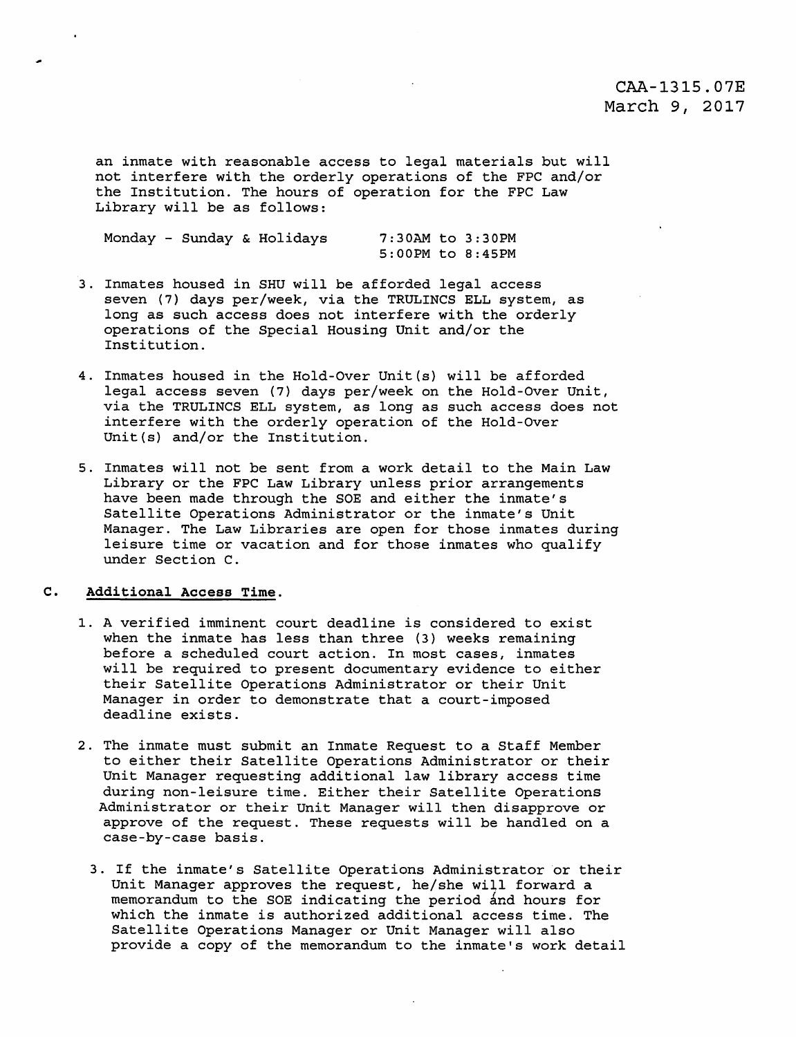an inmate with reasonable access to legal materials but will not interfere with the orderly operations of the FPC and/or the Institution. The hours of operation for the FPC Law Library will be as follows:

| | |
|---|---|
| Monday - Sunday & Holidays | 7:30AM to 3:30PM |
| | 5:00PM to 8:45PM |

3. Inmates housed in SHU will be afforded legal access seven (7) days per/week, via the TRULINCS ELL system, as long as such access does not interfere with the orderly operations of the Special Housing Unit and/or the Institution.

4. Inmates housed in the Hold-Over Unit(s) will be afforded legal access seven (7) days per/week on the Hold-Over Unit, via the TRULINCS ELL system, as long as such access does not interfere with the orderly operation of the Hold-Over Unit(s) and/or the Institution.

5. Inmates will not be sent from a work detail to the Main Law Library or the FPC Law Library unless prior arrangements have been made through the SOE and either the inmate's Satellite Operations Administrator or the inmate's Unit Manager. The Law Libraries are open for those inmates during leisure time or vacation and for those inmates who qualify under Section C.

**C. Additional Access Time.**

1. A verified imminent court deadline is considered to exist when the inmate has less than three (3) weeks remaining before a scheduled court action. In most cases, inmates will be required to present documentary evidence to either their Satellite Operations Administrator or their Unit Manager in order to demonstrate that a court-imposed deadline exists.

2. The inmate must submit an Inmate Request to a Staff Member to either their Satellite Operations Administrator or their Unit Manager requesting additional law library access time during non-leisure time. Either their Satellite Operations Administrator or their Unit Manager will then disapprove or approve of the request. These requests will be handled on a case-by-case basis.

3. If the inmate's Satellite Operations Administrator or their Unit Manager approves the request, he/she will forward a memorandum to the SOE indicating the period and hours for which the inmate is authorized additional access time. The Satellite Operations Manager or Unit Manager will also provide a copy of the memorandum to the inmate's work detail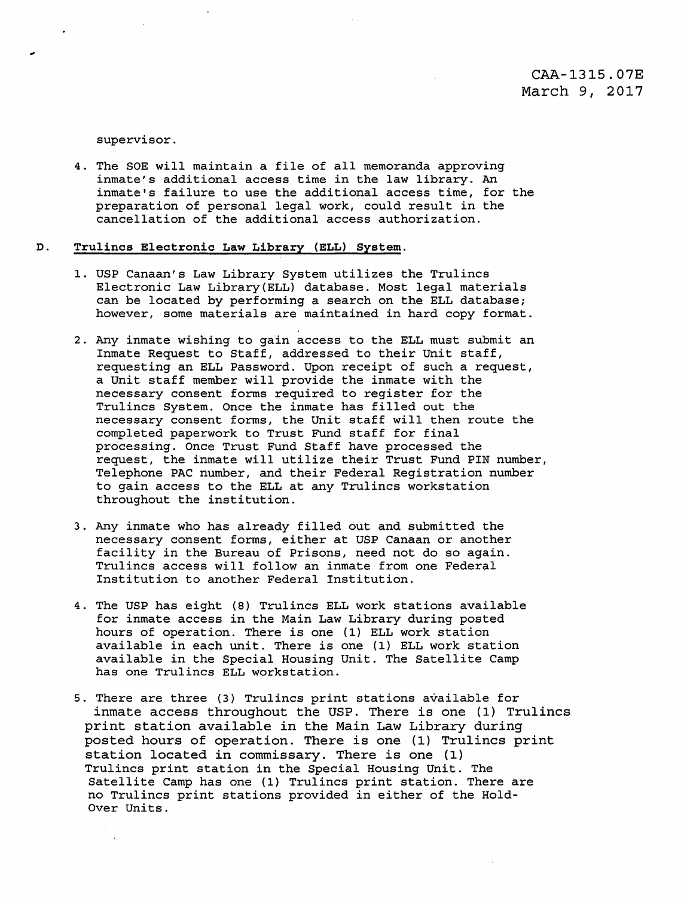supervisor.

4. The SOE will maintain a file of all memoranda approving inmate's additional access time in the law library. An inmate's failure to use the additional access time, for the preparation of personal legal work, could result in the cancellation of the additional access authorization.

D. **Trulincs Electronic Law Library (ELL) System.**

1. USP Canaan's Law Library System utilizes the Trulincs Electronic Law Library(ELL) database. Most legal materials can be located by performing a search on the ELL database; however, some materials are maintained in hard copy format.

2. Any inmate wishing to gain access to the ELL must submit an Inmate Request to Staff, addressed to their Unit staff, requesting an ELL Password. Upon receipt of such a request, a Unit staff member will provide the inmate with the necessary consent forms required to register for the Trulincs System. Once the inmate has filled out the necessary consent forms, the Unit staff will then route the completed paperwork to Trust Fund staff for final processing. Once Trust Fund Staff have processed the request, the inmate will utilize their Trust Fund PIN number, Telephone PAC number, and their Federal Registration number to gain access to the ELL at any Trulincs workstation throughout the institution.

3. Any inmate who has already filled out and submitted the necessary consent forms, either at USP Canaan or another facility in the Bureau of Prisons, need not do so again. Trulincs access will follow an inmate from one Federal Institution to another Federal Institution.

4. The USP has eight (8) Trulincs ELL work stations available for inmate access in the Main Law Library during posted hours of operation. There is one (1) ELL work station available in each unit. There is one (1) ELL work station available in the Special Housing Unit. The Satellite Camp has one Trulincs ELL workstation.

5. There are three (3) Trulincs print stations available for inmate access throughout the USP. There is one (1) Trulincs print station available in the Main Law Library during posted hours of operation. There is one (1) Trulincs print station located in commissary. There is one (1) Trulincs print station in the Special Housing Unit. The Satellite Camp has one (1) Trulincs print station. There are no Trulincs print stations provided in either of the Hold-Over Units.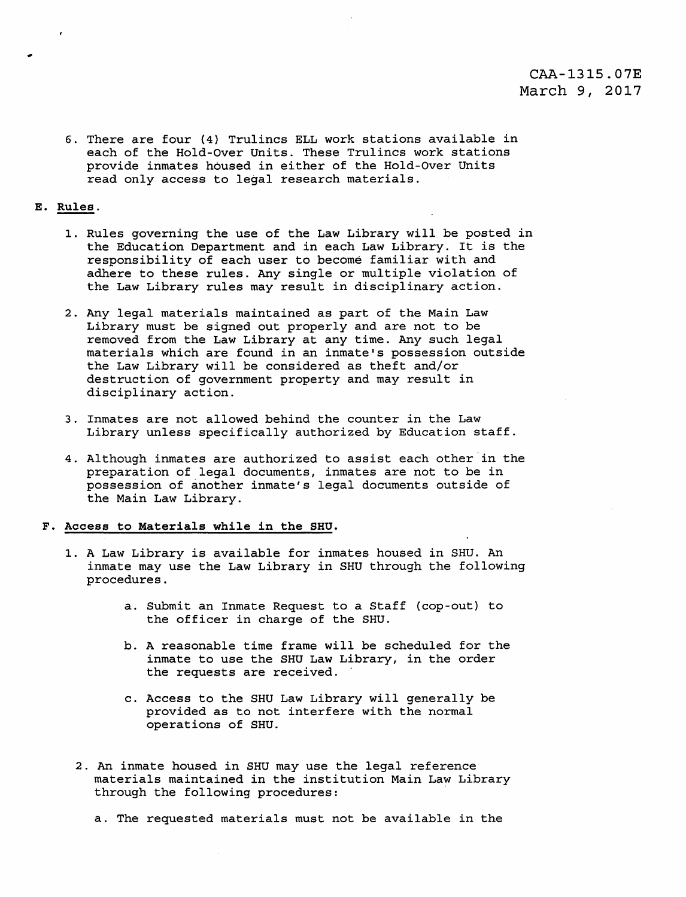6. There are four (4) Trulincs ELL work stations available in each of the Hold-Over Units. These Trulincs work stations provide inmates housed in either of the Hold-Over Units read only access to legal research materials.

**E. Rules.**

1. Rules governing the use of the Law Library will be posted in the Education Department and in each Law Library. It is the responsibility of each user to become familiar with and adhere to these rules. Any single or multiple violation of the Law Library rules may result in disciplinary action.

2. Any legal materials maintained as part of the Main Law Library must be signed out properly and are not to be removed from the Law Library at any time. Any such legal materials which are found in an inmate's possession outside the Law Library will be considered as theft and/or destruction of government property and may result in disciplinary action.

3. Inmates are not allowed behind the counter in the Law Library unless specifically authorized by Education staff.

4. Although inmates are authorized to assist each other in the preparation of legal documents, inmates are not to be in possession of another inmate's legal documents outside of the Main Law Library.

**F. Access to Materials while in the SHU.**

1. A Law Library is available for inmates housed in SHU. An inmate may use the Law Library in SHU through the following procedures.

   a. Submit an Inmate Request to a Staff (cop-out) to the officer in charge of the SHU.

   b. A reasonable time frame will be scheduled for the inmate to use the SHU Law Library, in the order the requests are received.

   c. Access to the SHU Law Library will generally be provided as to not interfere with the normal operations of SHU.

2. An inmate housed in SHU may use the legal reference materials maintained in the institution Main Law Library through the following procedures:

   a. The requested materials must not be available in the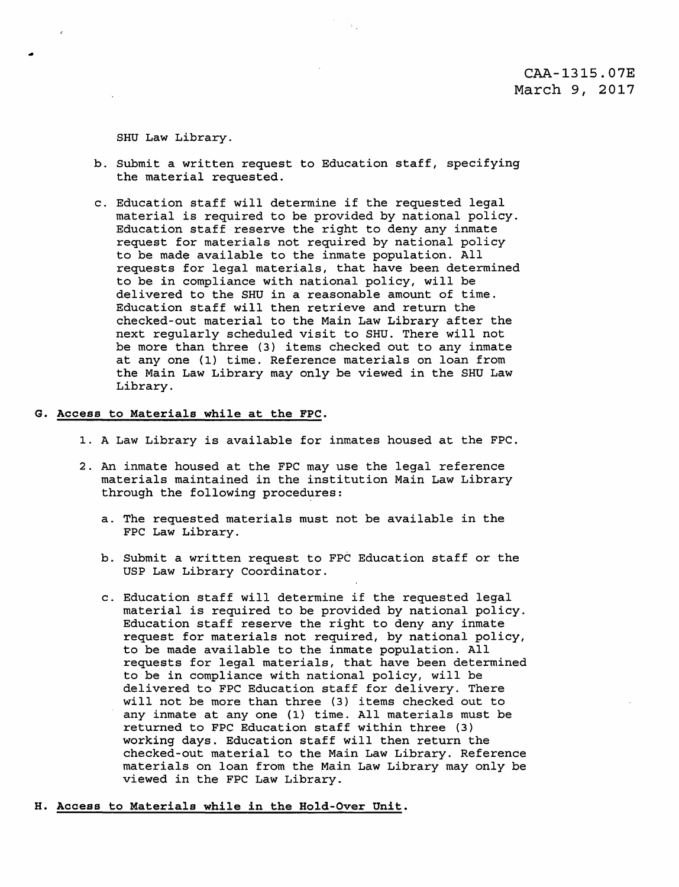SHU Law Library.

b. Submit a written request to Education staff, specifying the material requested.

c. Education staff will determine if the requested legal material is required to be provided by national policy. Education staff reserve the right to deny any inmate request for materials not required by national policy to be made available to the inmate population. All requests for legal materials, that have been determined to be in compliance with national policy, will be delivered to the SHU in a reasonable amount of time. Education staff will then retrieve and return the checked-out material to the Main Law Library after the next regularly scheduled visit to SHU. There will not be more than three (3) items checked out to any inmate at any one (1) time. Reference materials on loan from the Main Law Library may only be viewed in the SHU Law Library.

**G. Access to Materials while at the FPC.**

1. A Law Library is available for inmates housed at the FPC.

2. An inmate housed at the FPC may use the legal reference materials maintained in the institution Main Law Library through the following procedures:

   a. The requested materials must not be available in the FPC Law Library.

   b. Submit a written request to FPC Education staff or the USP Law Library Coordinator.

   c. Education staff will determine if the requested legal material is required to be provided by national policy. Education staff reserve the right to deny any inmate request for materials not required, by national policy, to be made available to the inmate population. All requests for legal materials, that have been determined to be in compliance with national policy, will be delivered to FPC Education staff for delivery. There will not be more than three (3) items checked out to any inmate at any one (1) time. All materials must be returned to FPC Education staff within three (3) working days. Education staff will then return the checked-out material to the Main Law Library. Reference materials on loan from the Main Law Library may only be viewed in the FPC Law Library.

**H. Access to Materials while in the Hold-Over Unit.**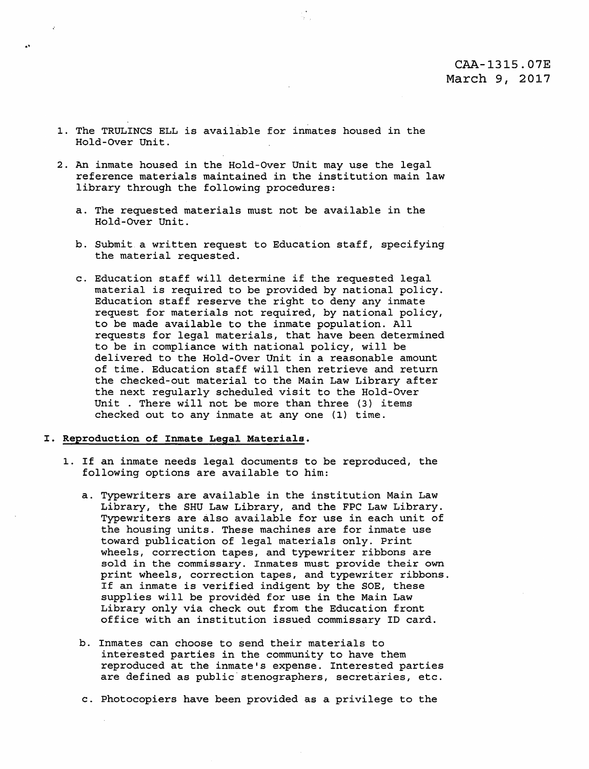1. The TRULINCS ELL is available for inmates housed in the Hold-Over Unit.

2. An inmate housed in the Hold-Over Unit may use the legal reference materials maintained in the institution main law library through the following procedures:

   a. The requested materials must not be available in the Hold-Over Unit.

   b. Submit a written request to Education staff, specifying the material requested.

   c. Education staff will determine if the requested legal material is required to be provided by national policy. Education staff reserve the right to deny any inmate request for materials not required, by national policy, to be made available to the inmate population. All requests for legal materials, that have been determined to be in compliance with national policy, will be delivered to the Hold-Over Unit in a reasonable amount of time. Education staff will then retrieve and return the checked-out material to the Main Law Library after the next regularly scheduled visit to the Hold-Over Unit . There will not be more than three (3) items checked out to any inmate at any one (1) time.

## I. Reproduction of Inmate Legal Materials.

1. If an inmate needs legal documents to be reproduced, the following options are available to him:

   a. Typewriters are available in the institution Main Law Library, the SHU Law Library, and the FPC Law Library. Typewriters are also available for use in each unit of the housing units. These machines are for inmate use toward publication of legal materials only. Print wheels, correction tapes, and typewriter ribbons are sold in the commissary. Inmates must provide their own print wheels, correction tapes, and typewriter ribbons. If an inmate is verified indigent by the SOE, these supplies will be provided for use in the Main Law Library only via check out from the Education front office with an institution issued commissary ID card.

   b. Inmates can choose to send their materials to interested parties in the community to have them reproduced at the inmate's expense. Interested parties are defined as public stenographers, secretaries, etc.

   c. Photocopiers have been provided as a privilege to the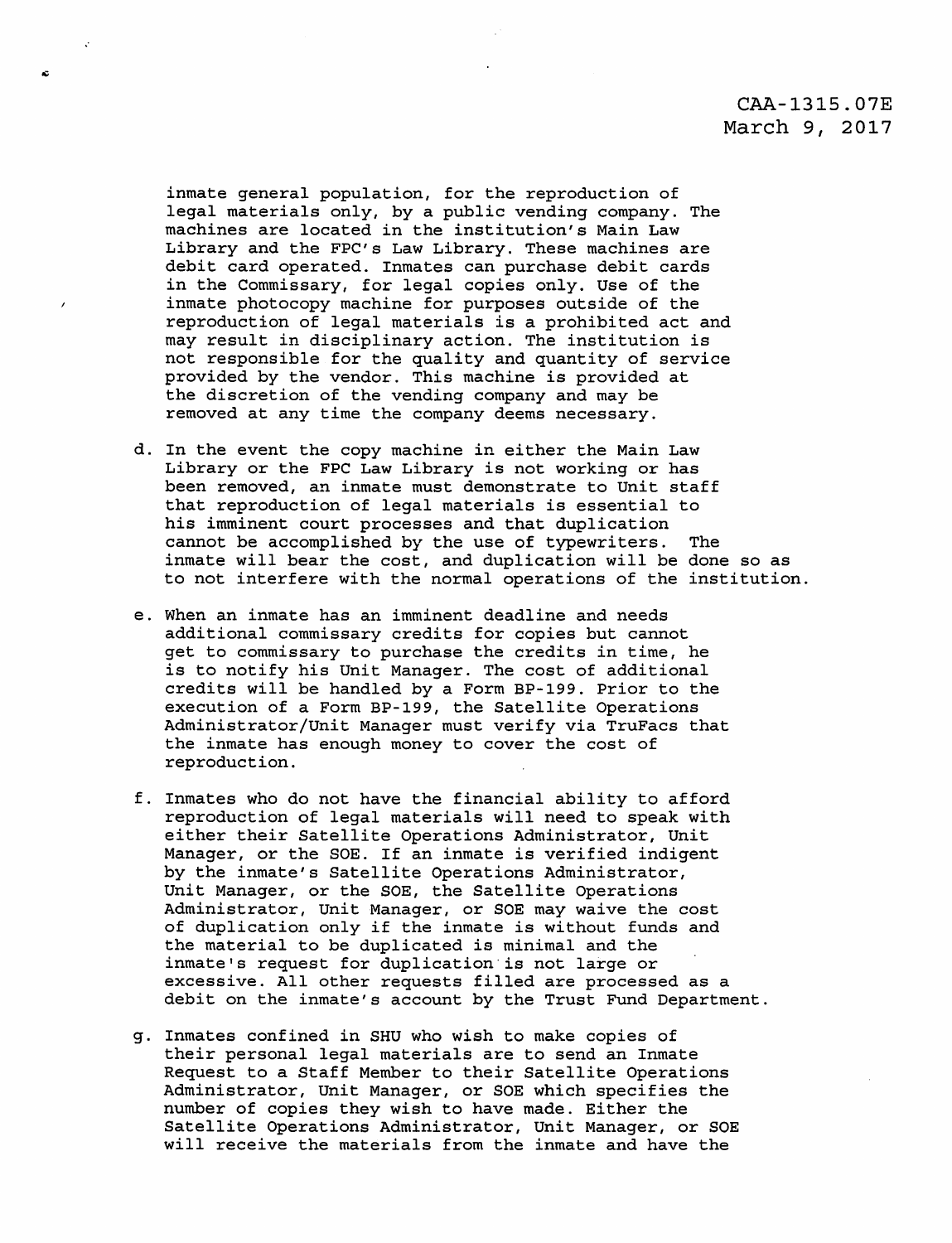inmate general population, for the reproduction of legal materials only, by a public vending company. The machines are located in the institution's Main Law Library and the FPC's Law Library. These machines are debit card operated. Inmates can purchase debit cards in the Commissary, for legal copies only. Use of the inmate photocopy machine for purposes outside of the reproduction of legal materials is a prohibited act and may result in disciplinary action. The institution is not responsible for the quality and quantity of service provided by the vendor. This machine is provided at the discretion of the vending company and may be removed at any time the company deems necessary.

d. In the event the copy machine in either the Main Law Library or the FPC Law Library is not working or has been removed, an inmate must demonstrate to Unit staff that reproduction of legal materials is essential to his imminent court processes and that duplication cannot be accomplished by the use of typewriters. The inmate will bear the cost, and duplication will be done so as to not interfere with the normal operations of the institution.

e. When an inmate has an imminent deadline and needs additional commissary credits for copies but cannot get to commissary to purchase the credits in time, he is to notify his Unit Manager. The cost of additional credits will be handled by a Form BP-199. Prior to the execution of a Form BP-199, the Satellite Operations Administrator/Unit Manager must verify via TruFacs that the inmate has enough money to cover the cost of reproduction.

f. Inmates who do not have the financial ability to afford reproduction of legal materials will need to speak with either their Satellite Operations Administrator, Unit Manager, or the SOE. If an inmate is verified indigent by the inmate's Satellite Operations Administrator, Unit Manager, or the SOE, the Satellite Operations Administrator, Unit Manager, or SOE may waive the cost of duplication only if the inmate is without funds and the material to be duplicated is minimal and the inmate's request for duplication is not large or excessive. All other requests filled are processed as a debit on the inmate's account by the Trust Fund Department.

g. Inmates confined in SHU who wish to make copies of their personal legal materials are to send an Inmate Request to a Staff Member to their Satellite Operations Administrator, Unit Manager, or SOE which specifies the number of copies they wish to have made. Either the Satellite Operations Administrator, Unit Manager, or SOE will receive the materials from the inmate and have the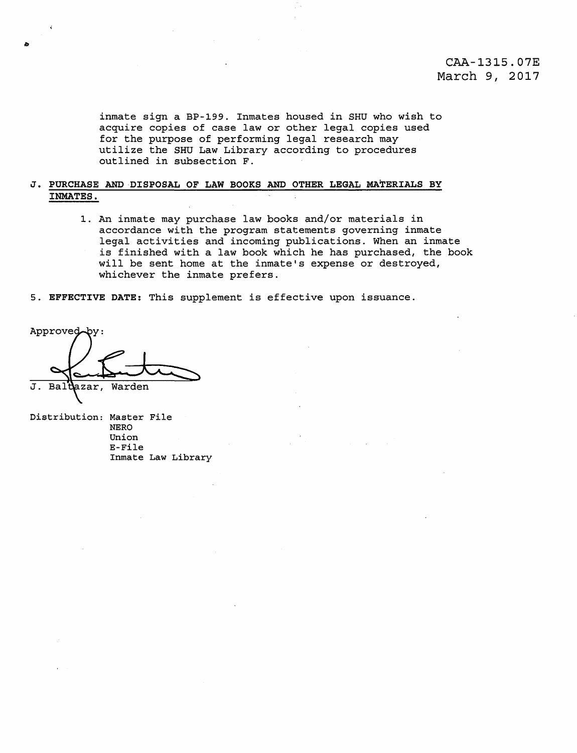inmate sign a BP-199. Inmates housed in SHU who wish to acquire copies of case law or other legal copies used for the purpose of performing legal research may utilize the SHU Law Library according to procedures outlined in subsection F.

J. **PURCHASE AND DISPOSAL OF LAW BOOKS AND OTHER LEGAL MATERIALS BY INMATES.**

1. An inmate may purchase law books and/or materials in accordance with the program statements governing inmate legal activities and incoming publications. When an inmate is finished with a law book which he has purchased, the book will be sent home at the inmate's expense or destroyed, whichever the inmate prefers.

5. **EFFECTIVE DATE:** This supplement is effective upon issuance.

Approved by:

J. Balthazar, Warden

Distribution: Master File
NERO
Union
E-File
Inmate Law Library